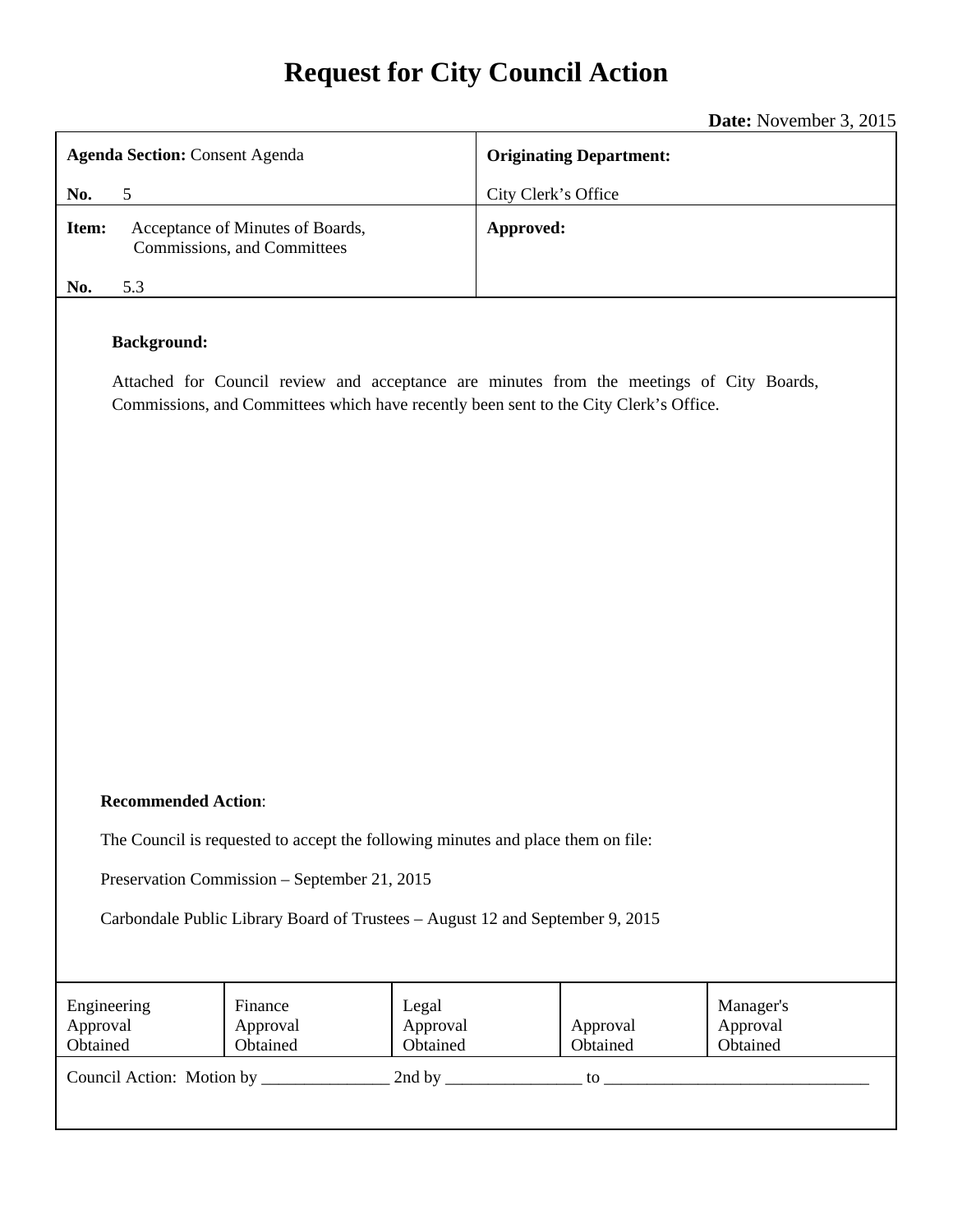# Request for City Council Action

**Date:** November 3, 2015

| **Agenda Section:** Consent Agenda<br><br>**No.** 5 | **Originating Department:**<br><br>City Clerk's Office |
|---|---|
| **Item:** Acceptance of Minutes of Boards, Commissions, and Committees<br><br>**No.** 5.3 | **Approved:** |

**Background:**

Attached for Council review and acceptance are minutes from the meetings of City Boards, Commissions, and Committees which have recently been sent to the City Clerk's Office.

**Recommended Action**:

The Council is requested to accept the following minutes and place them on file:

Preservation Commission – September 21, 2015

Carbondale Public Library Board of Trustees – August 12 and September 9, 2015

| Engineering Approval Obtained | Finance Approval Obtained | Legal Approval Obtained | Approval Obtained | Manager's Approval Obtained |
|---|---|---|---|---|

Council Action: Motion by _______________ 2nd by ________________ to _______________________________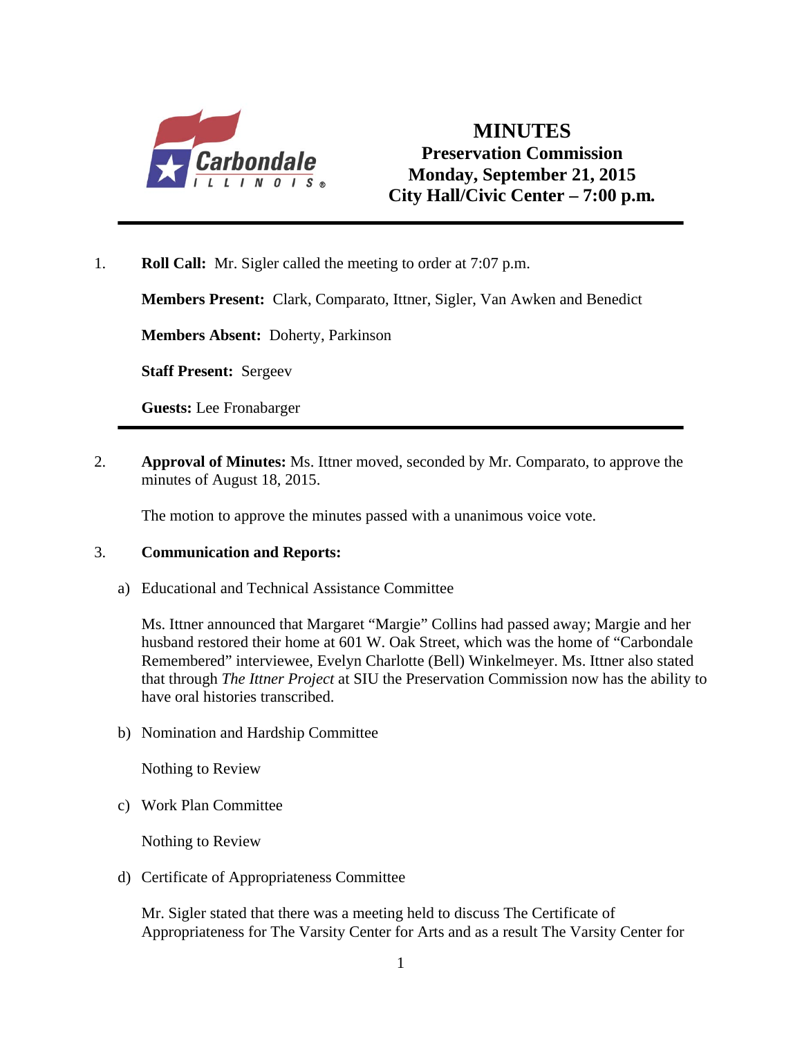# MINUTES

## Preservation Commission
## Monday, September 21, 2015
## City Hall/Civic Center – 7:00 p.m.

---

1. **Roll Call:** Mr. Sigler called the meeting to order at 7:07 p.m.

   **Members Present:** Clark, Comparato, Ittner, Sigler, Van Awken and Benedict

   **Members Absent:** Doherty, Parkinson

   **Staff Present:** Sergeev

   **Guests:** Lee Fronabarger

---

2. **Approval of Minutes:** Ms. Ittner moved, seconded by Mr. Comparato, to approve the minutes of August 18, 2015.

   The motion to approve the minutes passed with a unanimous voice vote.

3. **Communication and Reports:**

   a) Educational and Technical Assistance Committee

   Ms. Ittner announced that Margaret "Margie" Collins had passed away; Margie and her husband restored their home at 601 W. Oak Street, which was the home of "Carbondale Remembered" interviewee, Evelyn Charlotte (Bell) Winkelmeyer. Ms. Ittner also stated that through *The Ittner Project* at SIU the Preservation Commission now has the ability to have oral histories transcribed.

   b) Nomination and Hardship Committee

   Nothing to Review

   c) Work Plan Committee

   Nothing to Review

   d) Certificate of Appropriateness Committee

   Mr. Sigler stated that there was a meeting held to discuss The Certificate of Appropriateness for The Varsity Center for Arts and as a result The Varsity Center for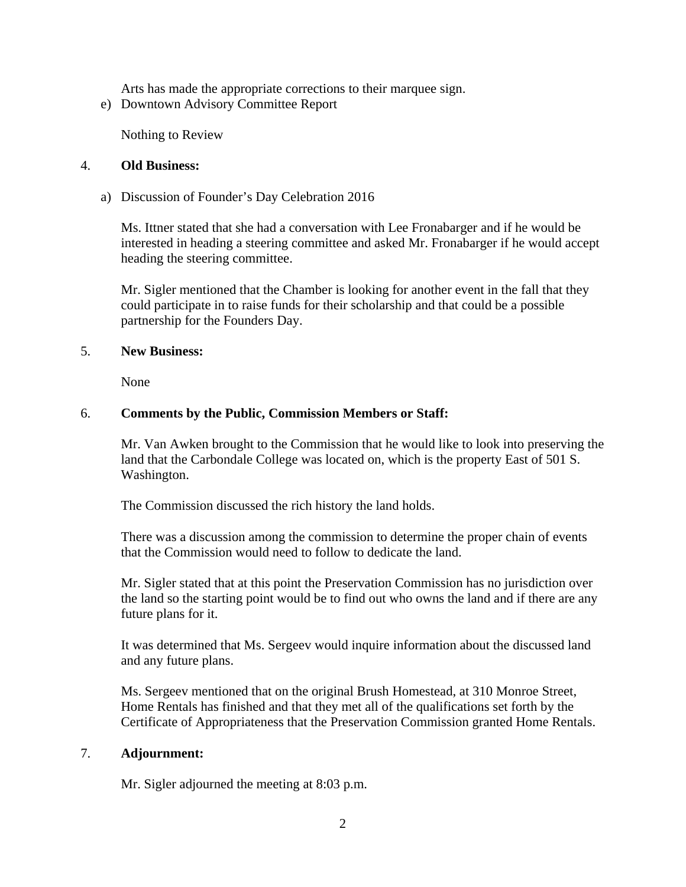Arts has made the appropriate corrections to their marquee sign.

e) Downtown Advisory Committee Report

   Nothing to Review

4. **Old Business:**

   a) Discussion of Founder's Day Celebration 2016

   Ms. Ittner stated that she had a conversation with Lee Fronabarger and if he would be interested in heading a steering committee and asked Mr. Fronabarger if he would accept heading the steering committee.

   Mr. Sigler mentioned that the Chamber is looking for another event in the fall that they could participate in to raise funds for their scholarship and that could be a possible partnership for the Founders Day.

5. **New Business:**

   None

6. **Comments by the Public, Commission Members or Staff:**

   Mr. Van Awken brought to the Commission that he would like to look into preserving the land that the Carbondale College was located on, which is the property East of 501 S. Washington.

   The Commission discussed the rich history the land holds.

   There was a discussion among the commission to determine the proper chain of events that the Commission would need to follow to dedicate the land.

   Mr. Sigler stated that at this point the Preservation Commission has no jurisdiction over the land so the starting point would be to find out who owns the land and if there are any future plans for it.

   It was determined that Ms. Sergeev would inquire information about the discussed land and any future plans.

   Ms. Sergeev mentioned that on the original Brush Homestead, at 310 Monroe Street, Home Rentals has finished and that they met all of the qualifications set forth by the Certificate of Appropriateness that the Preservation Commission granted Home Rentals.

7. **Adjournment:**

   Mr. Sigler adjourned the meeting at 8:03 p.m.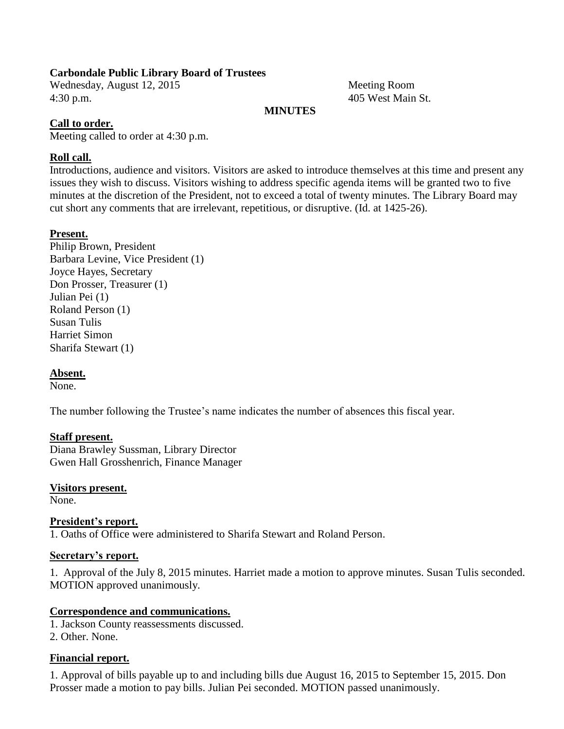**Carbondale Public Library Board of Trustees**

Wednesday, August 12, 2015 — Meeting Room
4:30 p.m. — 405 West Main St.

**MINUTES**

**Call to order.**
Meeting called to order at 4:30 p.m.

**Roll call.**
Introductions, audience and visitors. Visitors are asked to introduce themselves at this time and present any issues they wish to discuss. Visitors wishing to address specific agenda items will be granted two to five minutes at the discretion of the President, not to exceed a total of twenty minutes. The Library Board may cut short any comments that are irrelevant, repetitious, or disruptive. (Id. at 1425-26).

**Present.**
Philip Brown, President
Barbara Levine, Vice President (1)
Joyce Hayes, Secretary
Don Prosser, Treasurer (1)
Julian Pei (1)
Roland Person (1)
Susan Tulis
Harriet Simon
Sharifa Stewart (1)

**Absent.**
None.

The number following the Trustee's name indicates the number of absences this fiscal year.

**Staff present.**
Diana Brawley Sussman, Library Director
Gwen Hall Grosshenrich, Finance Manager

**Visitors present.**
None.

**President's report.**
1. Oaths of Office were administered to Sharifa Stewart and Roland Person.

**Secretary's report.**

1. Approval of the July 8, 2015 minutes. Harriet made a motion to approve minutes. Susan Tulis seconded. MOTION approved unanimously.

**Correspondence and communications.**
1. Jackson County reassessments discussed.
2. Other. None.

**Financial report.**

1. Approval of bills payable up to and including bills due August 16, 2015 to September 15, 2015. Don Prosser made a motion to pay bills. Julian Pei seconded. MOTION passed unanimously.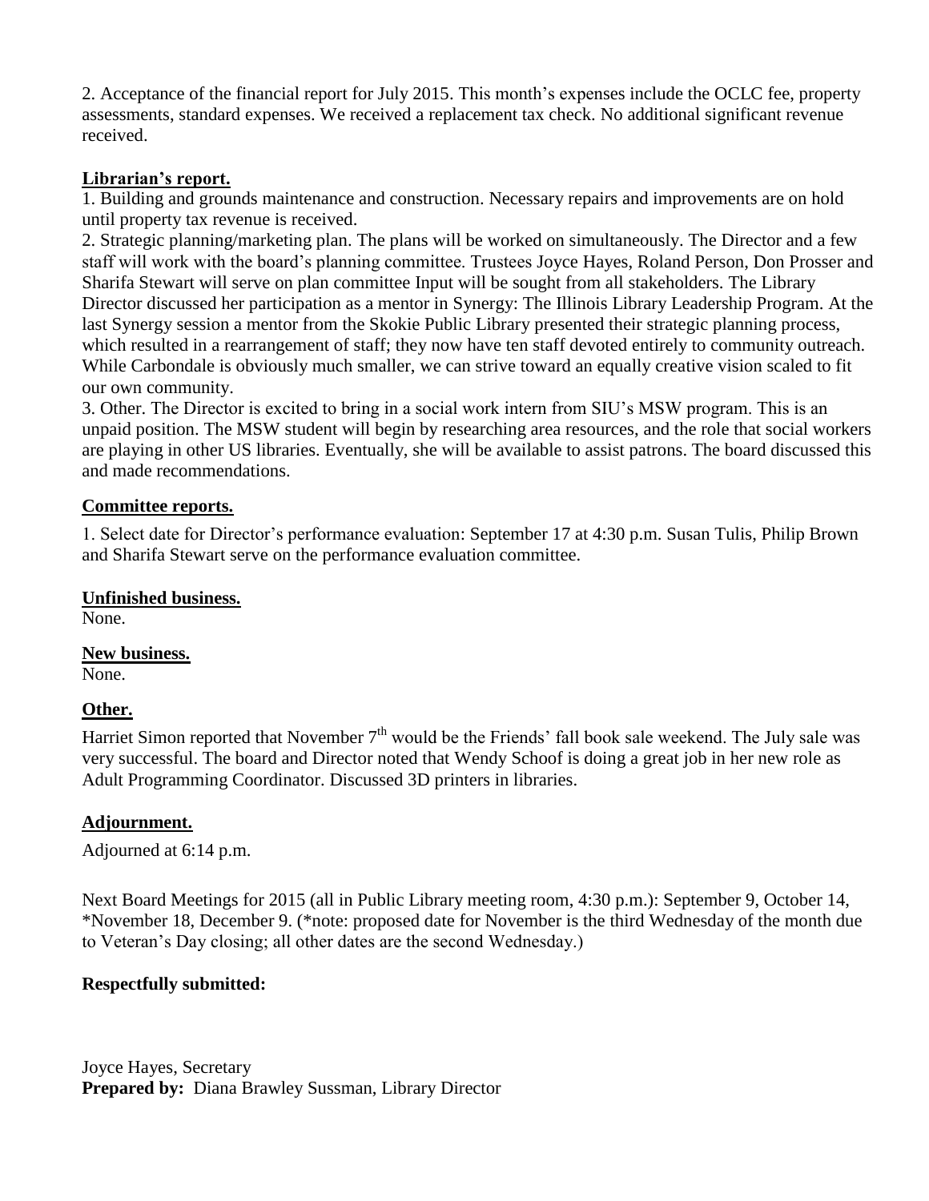2. Acceptance of the financial report for July 2015. This month's expenses include the OCLC fee, property assessments, standard expenses. We received a replacement tax check. No additional significant revenue received.

**Librarian's report.**

1. Building and grounds maintenance and construction. Necessary repairs and improvements are on hold until property tax revenue is received.
2. Strategic planning/marketing plan. The plans will be worked on simultaneously. The Director and a few staff will work with the board's planning committee. Trustees Joyce Hayes, Roland Person, Don Prosser and Sharifa Stewart will serve on plan committee Input will be sought from all stakeholders. The Library Director discussed her participation as a mentor in Synergy: The Illinois Library Leadership Program. At the last Synergy session a mentor from the Skokie Public Library presented their strategic planning process, which resulted in a rearrangement of staff; they now have ten staff devoted entirely to community outreach. While Carbondale is obviously much smaller, we can strive toward an equally creative vision scaled to fit our own community.
3. Other. The Director is excited to bring in a social work intern from SIU's MSW program. This is an unpaid position. The MSW student will begin by researching area resources, and the role that social workers are playing in other US libraries. Eventually, she will be available to assist patrons. The board discussed this and made recommendations.

**Committee reports.**

1. Select date for Director's performance evaluation: September 17 at 4:30 p.m. Susan Tulis, Philip Brown and Sharifa Stewart serve on the performance evaluation committee.

**Unfinished business.**

None.

**New business.**

None.

**Other.**

Harriet Simon reported that November 7th would be the Friends' fall book sale weekend. The July sale was very successful. The board and Director noted that Wendy Schoof is doing a great job in her new role as Adult Programming Coordinator. Discussed 3D printers in libraries.

**Adjournment.**

Adjourned at 6:14 p.m.

Next Board Meetings for 2015 (all in Public Library meeting room, 4:30 p.m.): September 9, October 14, *November 18, December 9. (*note: proposed date for November is the third Wednesday of the month due to Veteran's Day closing; all other dates are the second Wednesday.)

**Respectfully submitted:**

Joyce Hayes, Secretary
**Prepared by:** Diana Brawley Sussman, Library Director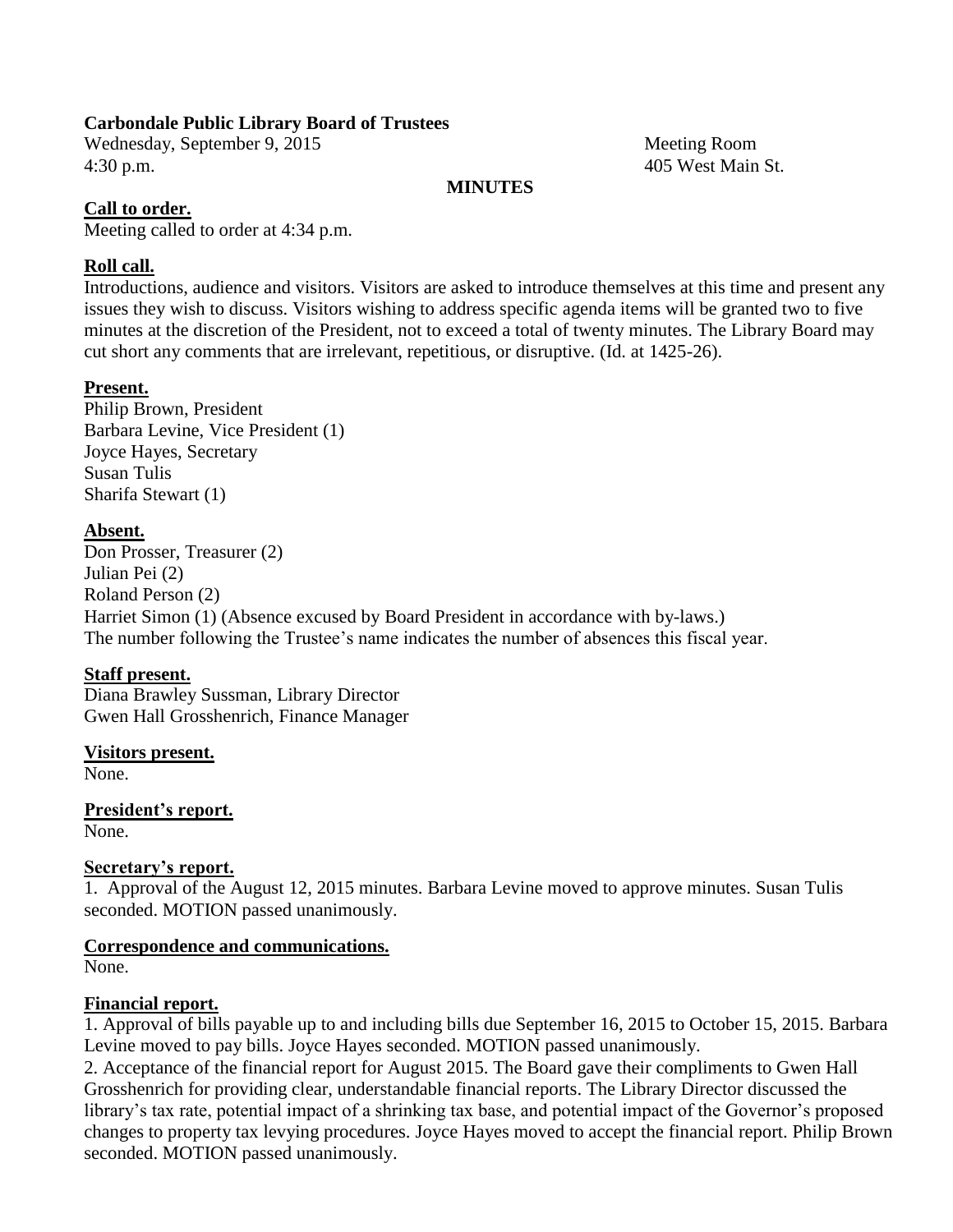**Carbondale Public Library Board of Trustees**

Wednesday, September 9, 2015 Meeting Room
4:30 p.m. 405 West Main St.

**MINUTES**

**Call to order.**

Meeting called to order at 4:34 p.m.

**Roll call.**

Introductions, audience and visitors. Visitors are asked to introduce themselves at this time and present any issues they wish to discuss. Visitors wishing to address specific agenda items will be granted two to five minutes at the discretion of the President, not to exceed a total of twenty minutes. The Library Board may cut short any comments that are irrelevant, repetitious, or disruptive. (Id. at 1425-26).

**Present.**

Philip Brown, President
Barbara Levine, Vice President (1)
Joyce Hayes, Secretary
Susan Tulis
Sharifa Stewart (1)

**Absent.**

Don Prosser, Treasurer (2)
Julian Pei (2)
Roland Person (2)
Harriet Simon (1) (Absence excused by Board President in accordance with by-laws.)
The number following the Trustee's name indicates the number of absences this fiscal year.

**Staff present.**

Diana Brawley Sussman, Library Director
Gwen Hall Grosshenrich, Finance Manager

**Visitors present.**

None.

**President's report.**

None.

**Secretary's report.**

1. Approval of the August 12, 2015 minutes. Barbara Levine moved to approve minutes. Susan Tulis seconded. MOTION passed unanimously.

**Correspondence and communications.**

None.

**Financial report.**

1. Approval of bills payable up to and including bills due September 16, 2015 to October 15, 2015. Barbara Levine moved to pay bills. Joyce Hayes seconded. MOTION passed unanimously.
2. Acceptance of the financial report for August 2015. The Board gave their compliments to Gwen Hall Grosshenrich for providing clear, understandable financial reports. The Library Director discussed the library's tax rate, potential impact of a shrinking tax base, and potential impact of the Governor's proposed changes to property tax levying procedures. Joyce Hayes moved to accept the financial report. Philip Brown seconded. MOTION passed unanimously.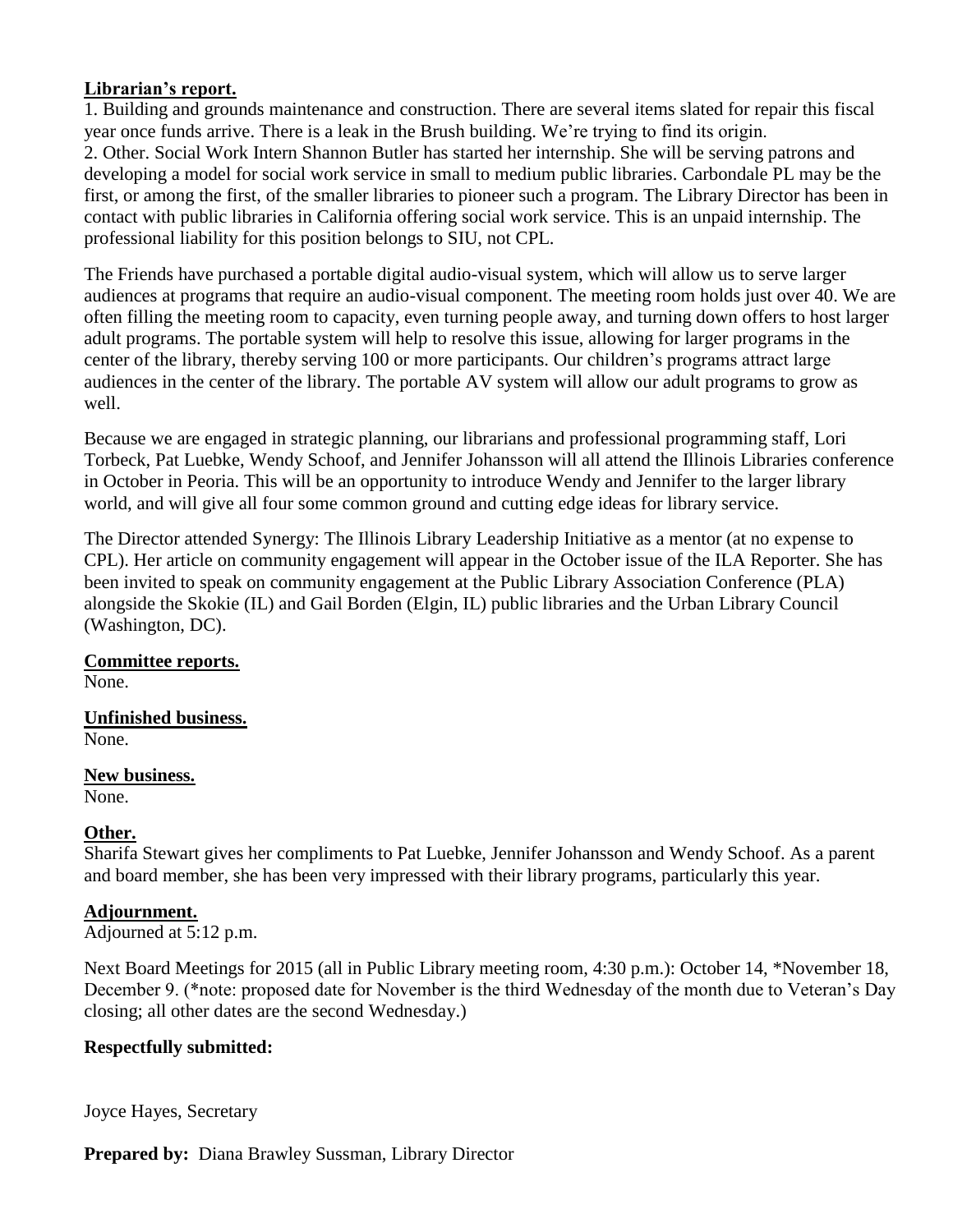**Librarian's report.**

1. Building and grounds maintenance and construction. There are several items slated for repair this fiscal year once funds arrive. There is a leak in the Brush building. We're trying to find its origin.
2. Other. Social Work Intern Shannon Butler has started her internship. She will be serving patrons and developing a model for social work service in small to medium public libraries. Carbondale PL may be the first, or among the first, of the smaller libraries to pioneer such a program. The Library Director has been in contact with public libraries in California offering social work service. This is an unpaid internship. The professional liability for this position belongs to SIU, not CPL.

The Friends have purchased a portable digital audio-visual system, which will allow us to serve larger audiences at programs that require an audio-visual component. The meeting room holds just over 40. We are often filling the meeting room to capacity, even turning people away, and turning down offers to host larger adult programs. The portable system will help to resolve this issue, allowing for larger programs in the center of the library, thereby serving 100 or more participants. Our children's programs attract large audiences in the center of the library. The portable AV system will allow our adult programs to grow as well.

Because we are engaged in strategic planning, our librarians and professional programming staff, Lori Torbeck, Pat Luebke, Wendy Schoof, and Jennifer Johansson will all attend the Illinois Libraries conference in October in Peoria. This will be an opportunity to introduce Wendy and Jennifer to the larger library world, and will give all four some common ground and cutting edge ideas for library service.

The Director attended Synergy: The Illinois Library Leadership Initiative as a mentor (at no expense to CPL). Her article on community engagement will appear in the October issue of the ILA Reporter. She has been invited to speak on community engagement at the Public Library Association Conference (PLA) alongside the Skokie (IL) and Gail Borden (Elgin, IL) public libraries and the Urban Library Council (Washington, DC).

**Committee reports.**
None.

**Unfinished business.**
None.

**New business.**
None.

**Other.**
Sharifa Stewart gives her compliments to Pat Luebke, Jennifer Johansson and Wendy Schoof. As a parent and board member, she has been very impressed with their library programs, particularly this year.

**Adjournment.**
Adjourned at 5:12 p.m.

Next Board Meetings for 2015 (all in Public Library meeting room, 4:30 p.m.): October 14, *November 18, December 9. (*note: proposed date for November is the third Wednesday of the month due to Veteran's Day closing; all other dates are the second Wednesday.)

**Respectfully submitted:**

Joyce Hayes, Secretary

**Prepared by:** Diana Brawley Sussman, Library Director